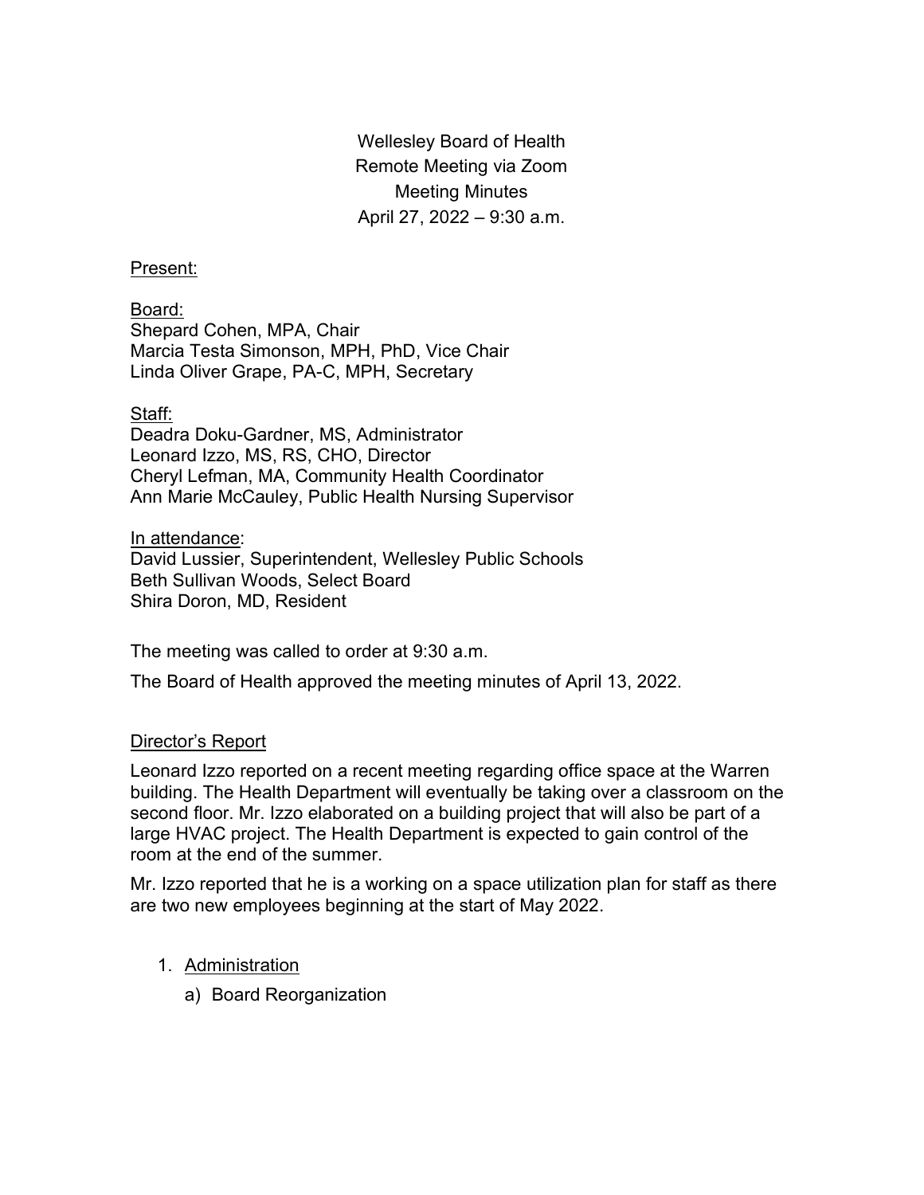Wellesley Board of Health
Remote Meeting via Zoom
Meeting Minutes
April 27, 2022 – 9:30 a.m.

Present:

Board:
Shepard Cohen, MPA, Chair
Marcia Testa Simonson, MPH, PhD, Vice Chair
Linda Oliver Grape, PA-C, MPH, Secretary

Staff:
Deadra Doku-Gardner, MS, Administrator
Leonard Izzo, MS, RS, CHO, Director
Cheryl Lefman, MA, Community Health Coordinator
Ann Marie McCauley, Public Health Nursing Supervisor

In attendance:
David Lussier, Superintendent, Wellesley Public Schools
Beth Sullivan Woods, Select Board
Shira Doron, MD, Resident

The meeting was called to order at 9:30 a.m.

The Board of Health approved the meeting minutes of April 13, 2022.

## Director's Report

Leonard Izzo reported on a recent meeting regarding office space at the Warren building. The Health Department will eventually be taking over a classroom on the second floor. Mr. Izzo elaborated on a building project that will also be part of a large HVAC project. The Health Department is expected to gain control of the room at the end of the summer.

Mr. Izzo reported that he is a working on a space utilization plan for staff as there are two new employees beginning at the start of May 2022.

1. Administration
   a) Board Reorganization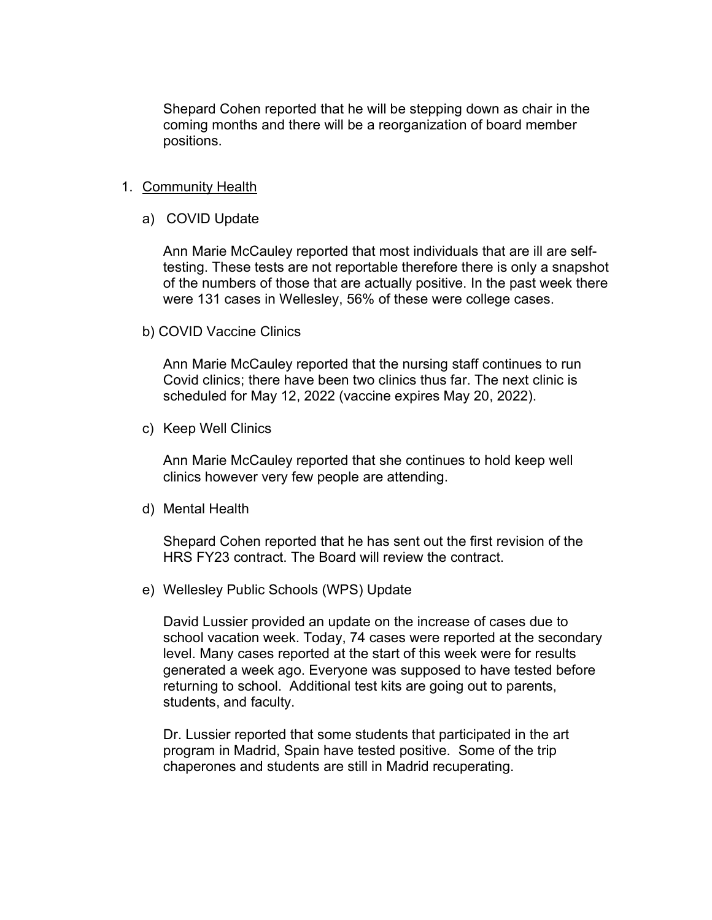Shepard Cohen reported that he will be stepping down as chair in the coming months and there will be a reorganization of board member positions.

1. Community Health

   a) COVID Update

   Ann Marie McCauley reported that most individuals that are ill are self-testing. These tests are not reportable therefore there is only a snapshot of the numbers of those that are actually positive. In the past week there were 131 cases in Wellesley, 56% of these were college cases.

   b) COVID Vaccine Clinics

   Ann Marie McCauley reported that the nursing staff continues to run Covid clinics; there have been two clinics thus far. The next clinic is scheduled for May 12, 2022 (vaccine expires May 20, 2022).

   c) Keep Well Clinics

   Ann Marie McCauley reported that she continues to hold keep well clinics however very few people are attending.

   d) Mental Health

   Shepard Cohen reported that he has sent out the first revision of the HRS FY23 contract. The Board will review the contract.

   e) Wellesley Public Schools (WPS) Update

   David Lussier provided an update on the increase of cases due to school vacation week. Today, 74 cases were reported at the secondary level. Many cases reported at the start of this week were for results generated a week ago. Everyone was supposed to have tested before returning to school. Additional test kits are going out to parents, students, and faculty.

   Dr. Lussier reported that some students that participated in the art program in Madrid, Spain have tested positive. Some of the trip chaperones and students are still in Madrid recuperating.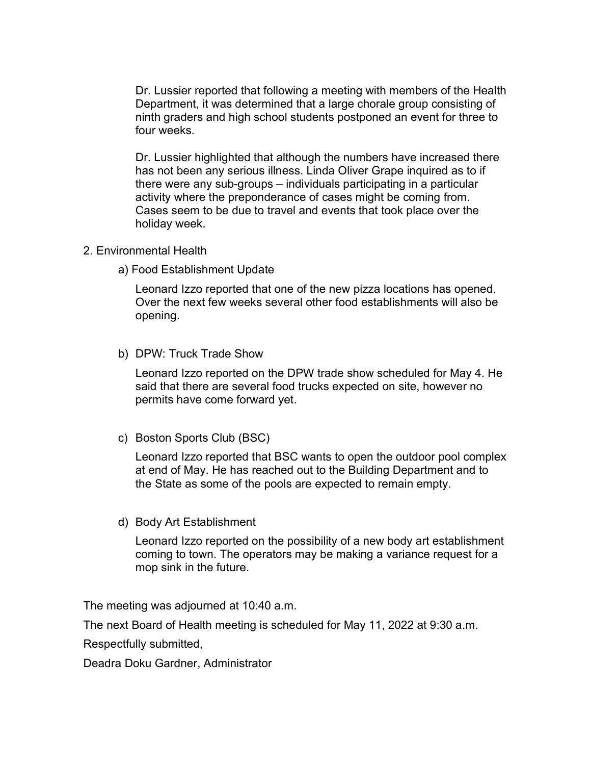Dr. Lussier reported that following a meeting with members of the Health Department, it was determined that a large chorale group consisting of ninth graders and high school students postponed an event for three to four weeks.

Dr. Lussier highlighted that although the numbers have increased there has not been any serious illness. Linda Oliver Grape inquired as to if there were any sub-groups – individuals participating in a particular activity where the preponderance of cases might be coming from. Cases seem to be due to travel and events that took place over the holiday week.

2. Environmental Health

a) Food Establishment Update

Leonard Izzo reported that one of the new pizza locations has opened. Over the next few weeks several other food establishments will also be opening.

b) DPW: Truck Trade Show

Leonard Izzo reported on the DPW trade show scheduled for May 4. He said that there are several food trucks expected on site, however no permits have come forward yet.

c) Boston Sports Club (BSC)

Leonard Izzo reported that BSC wants to open the outdoor pool complex at end of May. He has reached out to the Building Department and to the State as some of the pools are expected to remain empty.

d) Body Art Establishment

Leonard Izzo reported on the possibility of a new body art establishment coming to town. The operators may be making a variance request for a mop sink in the future.

The meeting was adjourned at 10:40 a.m.

The next Board of Health meeting is scheduled for May 11, 2022 at 9:30 a.m.

Respectfully submitted,

Deadra Doku Gardner, Administrator